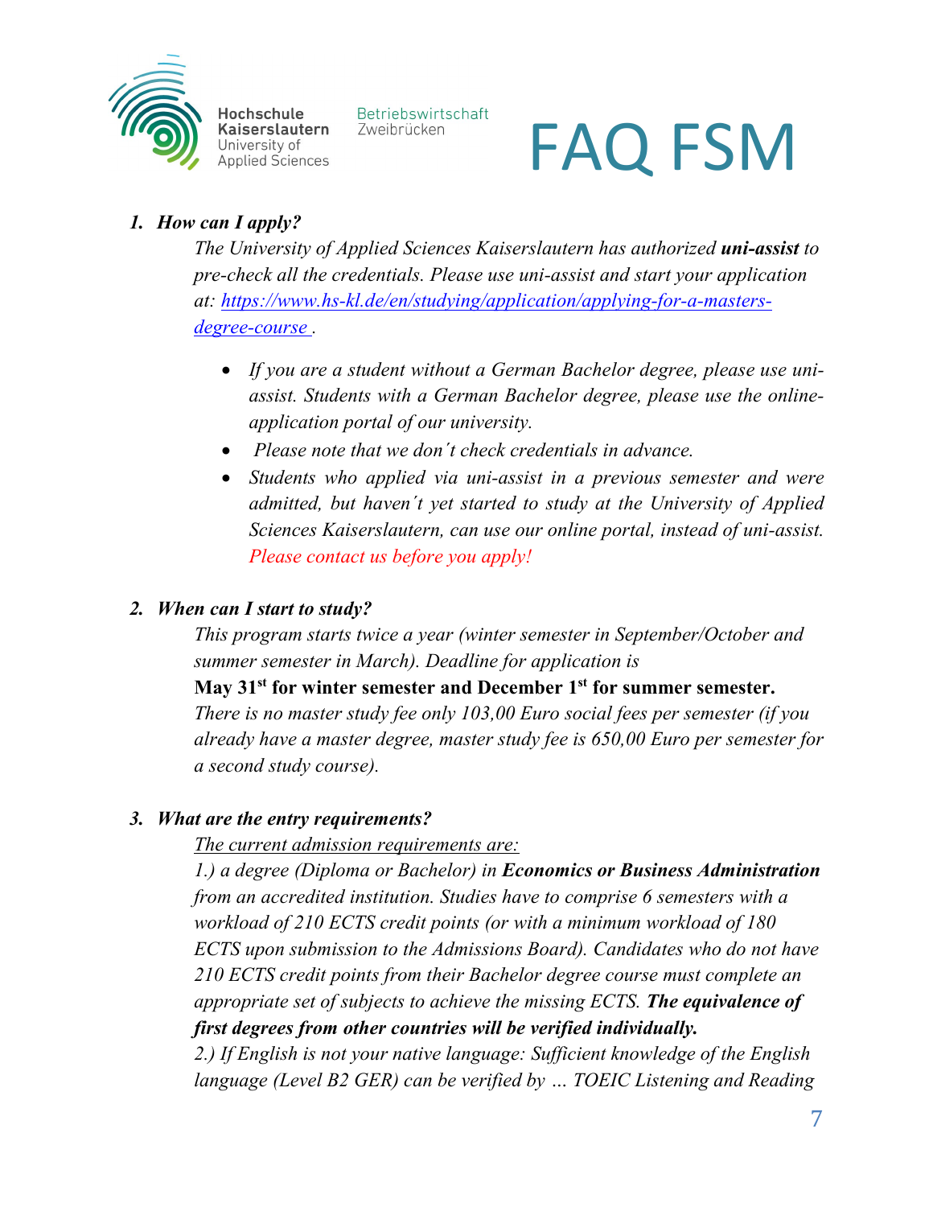Hochschule Kaiserslautern University of Applied Sciences

Betriebswirtschaft Zweibrücken

# FAQ FSM

1. ***How can I apply?***

   *The University of Applied Sciences Kaiserslautern has authorized **uni-assist** to pre-check all the credentials. Please use uni-assist and start your application at: [https://www.hs-kl.de/en/studying/application/applying-for-a-masters-degree-course](https://www.hs-kl.de/en/studying/application/applying-for-a-masters-degree-course) .*

   - *If you are a student without a German Bachelor degree, please use uni-assist. Students with a German Bachelor degree, please use the online-application portal of our university.*
   - *Please note that we don´t check credentials in advance.*
   - *Students who applied via uni-assist in a previous semester and were admitted, but haven´t yet started to study at the University of Applied Sciences Kaiserslautern, can use our online portal, instead of uni-assist. Please contact us before you apply!*

2. ***When can I start to study?***

   *This program starts twice a year (winter semester in September/October and summer semester in March). Deadline for application is*

   **May 31st for winter semester and December 1st for summer semester.**

   *There is no master study fee only 103,00 Euro social fees per semester (if you already have a master degree, master study fee is 650,00 Euro per semester for a second study course).*

3. ***What are the entry requirements?***

   *The current admission requirements are:*

   *1.) a degree (Diploma or Bachelor) in **Economics or Business Administration** from an accredited institution. Studies have to comprise 6 semesters with a workload of 210 ECTS credit points (or with a minimum workload of 180 ECTS upon submission to the Admissions Board). Candidates who do not have 210 ECTS credit points from their Bachelor degree course must complete an appropriate set of subjects to achieve the missing ECTS. **The equivalence of first degrees from other countries will be verified individually.***

   *2.) If English is not your native language: Sufficient knowledge of the English language (Level B2 GER) can be verified by … TOEIC Listening and Reading*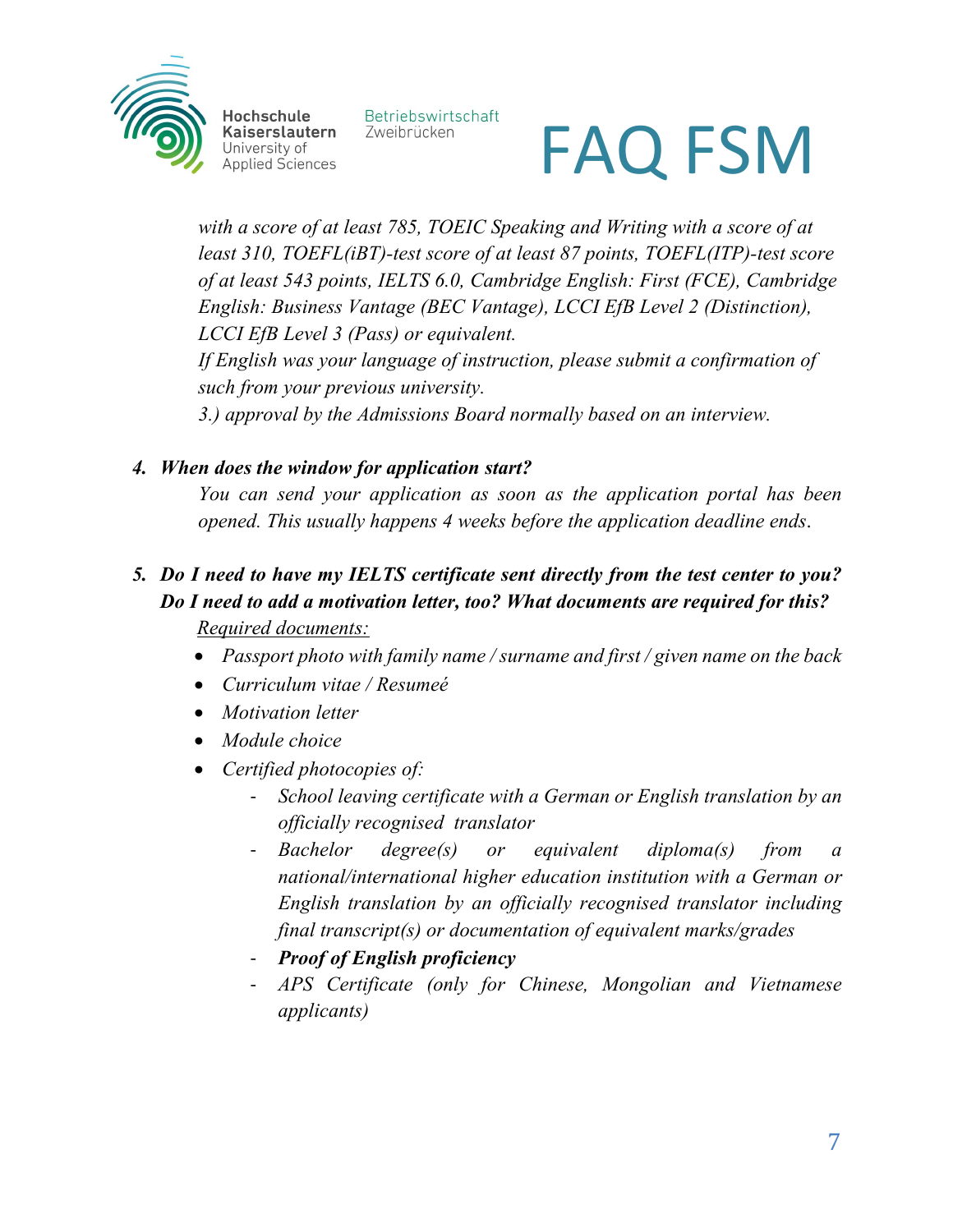*with a score of at least 785, TOEIC Speaking and Writing with a score of at least 310, TOEFL(iBT)-test score of at least 87 points, TOEFL(ITP)-test score of at least 543 points, IELTS 6.0, Cambridge English: First (FCE), Cambridge English: Business Vantage (BEC Vantage), LCCI EfB Level 2 (Distinction), LCCI EfB Level 3 (Pass) or equivalent.*

*If English was your language of instruction, please submit a confirmation of such from your previous university.*

*3.) approval by the Admissions Board normally based on an interview.*

***4. When does the window for application start?***

*You can send your application as soon as the application portal has been opened. This usually happens 4 weeks before the application deadline ends.*

***5. Do I need to have my IELTS certificate sent directly from the test center to you? Do I need to add a motivation letter, too? What documents are required for this?***

*Required documents:*

- *Passport photo with family name / surname and first / given name on the back*
- *Curriculum vitae / Resumeé*
- *Motivation letter*
- *Module choice*
- *Certified photocopies of:*
    - *School leaving certificate with a German or English translation by an officially recognised translator*
    - *Bachelor degree(s) or equivalent diploma(s) from a national/international higher education institution with a German or English translation by an officially recognised translator including final transcript(s) or documentation of equivalent marks/grades*
    - ***Proof of English proficiency***
    - *APS Certificate (only for Chinese, Mongolian and Vietnamese applicants)*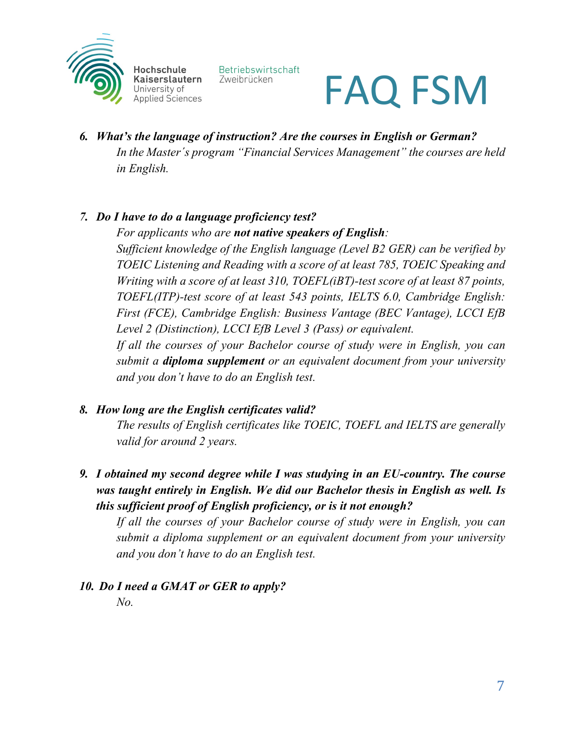6. ***What's the language of instruction? Are the courses in English or German?***

   *In the Master´s program "Financial Services Management" the courses are held in English.*

7. ***Do I have to do a language proficiency test?***

   *For applicants who are **not native speakers of English**:*

   *Sufficient knowledge of the English language (Level B2 GER) can be verified by TOEIC Listening and Reading with a score of at least 785, TOEIC Speaking and Writing with a score of at least 310, TOEFL(iBT)-test score of at least 87 points, TOEFL(ITP)-test score of at least 543 points, IELTS 6.0, Cambridge English: First (FCE), Cambridge English: Business Vantage (BEC Vantage), LCCI EfB Level 2 (Distinction), LCCI EfB Level 3 (Pass) or equivalent.*

   *If all the courses of your Bachelor course of study were in English, you can submit a **diploma supplement** or an equivalent document from your university and you don't have to do an English test.*

8. ***How long are the English certificates valid?***

   *The results of English certificates like TOEIC, TOEFL and IELTS are generally valid for around 2 years.*

9. ***I obtained my second degree while I was studying in an EU-country. The course was taught entirely in English. We did our Bachelor thesis in English as well. Is this sufficient proof of English proficiency, or is it not enough?***

   *If all the courses of your Bachelor course of study were in English, you can submit a diploma supplement or an equivalent document from your university and you don't have to do an English test.*

10. ***Do I need a GMAT or GER to apply?***

    *No.*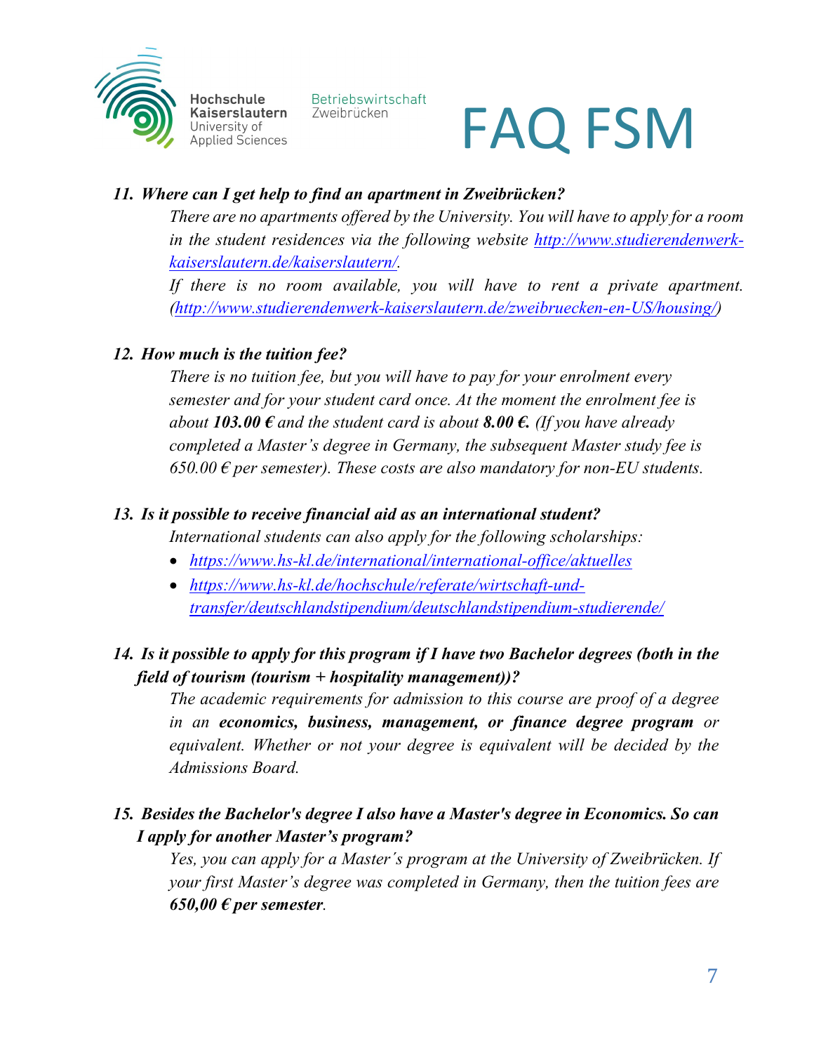11. ***Where can I get help to find an apartment in Zweibrücken?***

    *There are no apartments offered by the University. You will have to apply for a room in the student residences via the following website [http://www.studierendenwerk-kaiserslautern.de/kaiserslautern/](http://www.studierendenwerk-kaiserslautern.de/kaiserslautern/).*

    *If there is no room available, you will have to rent a private apartment. ([http://www.studierendenwerk-kaiserslautern.de/zweibruecken-en-US/housing/](http://www.studierendenwerk-kaiserslautern.de/zweibruecken-en-US/housing/))*

12. ***How much is the tuition fee?***

    *There is no tuition fee, but you will have to pay for your enrolment every semester and for your student card once. At the moment the enrolment fee is about **103.00 €** and the student card is about **8.00 €**. (If you have already completed a Master's degree in Germany, the subsequent Master study fee is 650.00 € per semester). These costs are also mandatory for non-EU students.*

13. ***Is it possible to receive financial aid as an international student?***

    *International students can also apply for the following scholarships:*

    - *[https://www.hs-kl.de/international/international-office/aktuelles](https://www.hs-kl.de/international/international-office/aktuelles)*
    - *[https://www.hs-kl.de/hochschule/referate/wirtschaft-und-transfer/deutschlandstipendium/deutschlandstipendium-studierende/](https://www.hs-kl.de/hochschule/referate/wirtschaft-und-transfer/deutschlandstipendium/deutschlandstipendium-studierende/)*

14. ***Is it possible to apply for this program if I have two Bachelor degrees (both in the field of tourism (tourism + hospitality management))?***

    *The academic requirements for admission to this course are proof of a degree in an **economics, business, management, or finance degree program** or equivalent. Whether or not your degree is equivalent will be decided by the Admissions Board.*

15. ***Besides the Bachelor's degree I also have a Master's degree in Economics. So can I apply for another Master's program?***

    *Yes, you can apply for a Master´s program at the University of Zweibrücken. If your first Master's degree was completed in Germany, then the tuition fees are **650,00 € per semester**.*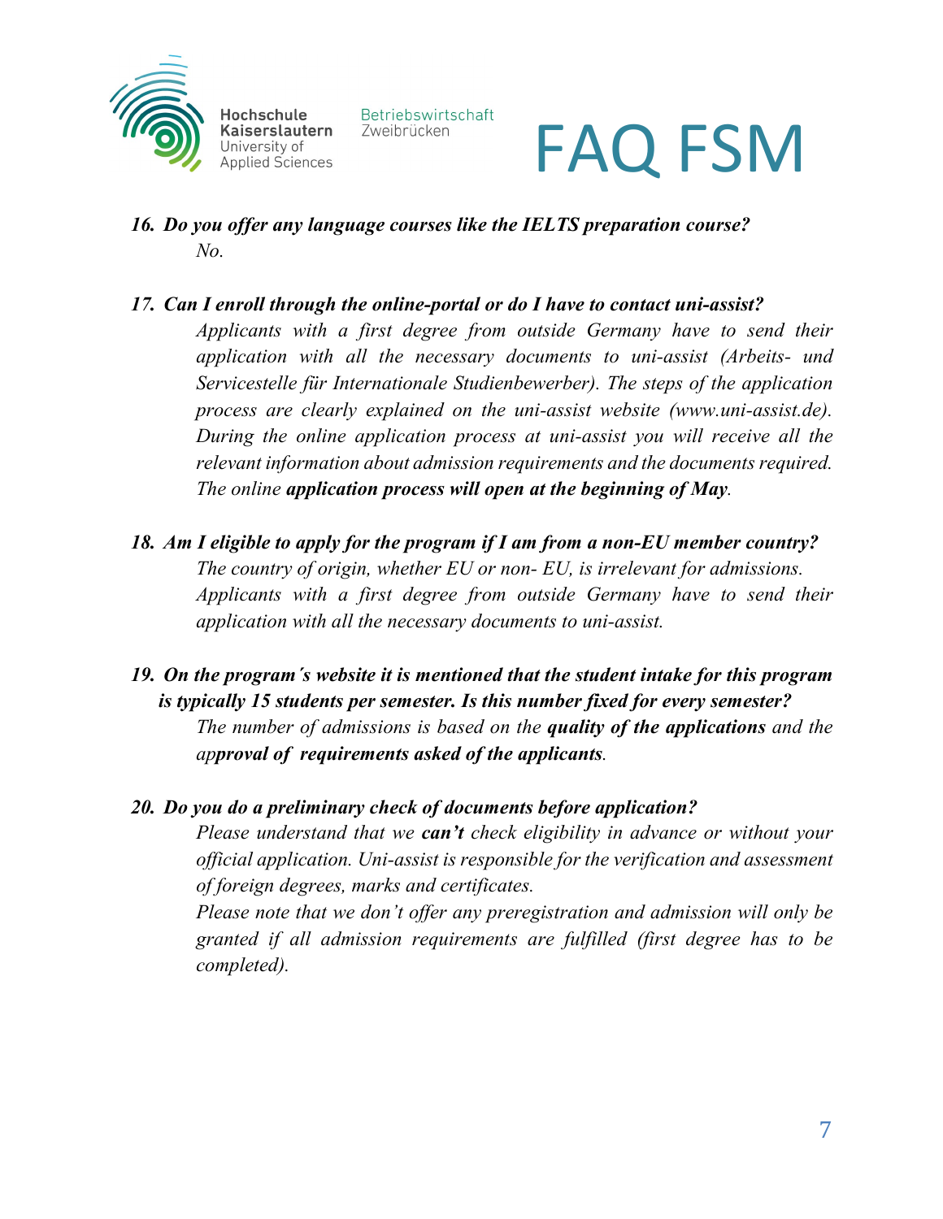16. ***Do you offer any language courses like the IELTS preparation course?***

    *No.*

17. ***Can I enroll through the online-portal or do I have to contact uni-assist?***

    *Applicants with a first degree from outside Germany have to send their application with all the necessary documents to uni-assist (Arbeits- und Servicestelle für Internationale Studienbewerber). The steps of the application process are clearly explained on the uni-assist website (www.uni-assist.de). During the online application process at uni-assist you will receive all the relevant information about admission requirements and the documents required. The online* ***application process will open at the beginning of May****.*

18. ***Am I eligible to apply for the program if I am from a non-EU member country?***

    *The country of origin, whether EU or non- EU, is irrelevant for admissions. Applicants with a first degree from outside Germany have to send their application with all the necessary documents to uni-assist.*

19. ***On the program´s website it is mentioned that the student intake for this program is typically 15 students per semester. Is this number fixed for every semester?***

    *The number of admissions is based on the* ***quality of the applications*** *and the ap****proval of requirements asked of the applicants****.*

20. ***Do you do a preliminary check of documents before application?***

    *Please understand that we* ***can't*** *check eligibility in advance or without your official application. Uni-assist is responsible for the verification and assessment of foreign degrees, marks and certificates.*

    *Please note that we don't offer any preregistration and admission will only be granted if all admission requirements are fulfilled (first degree has to be completed).*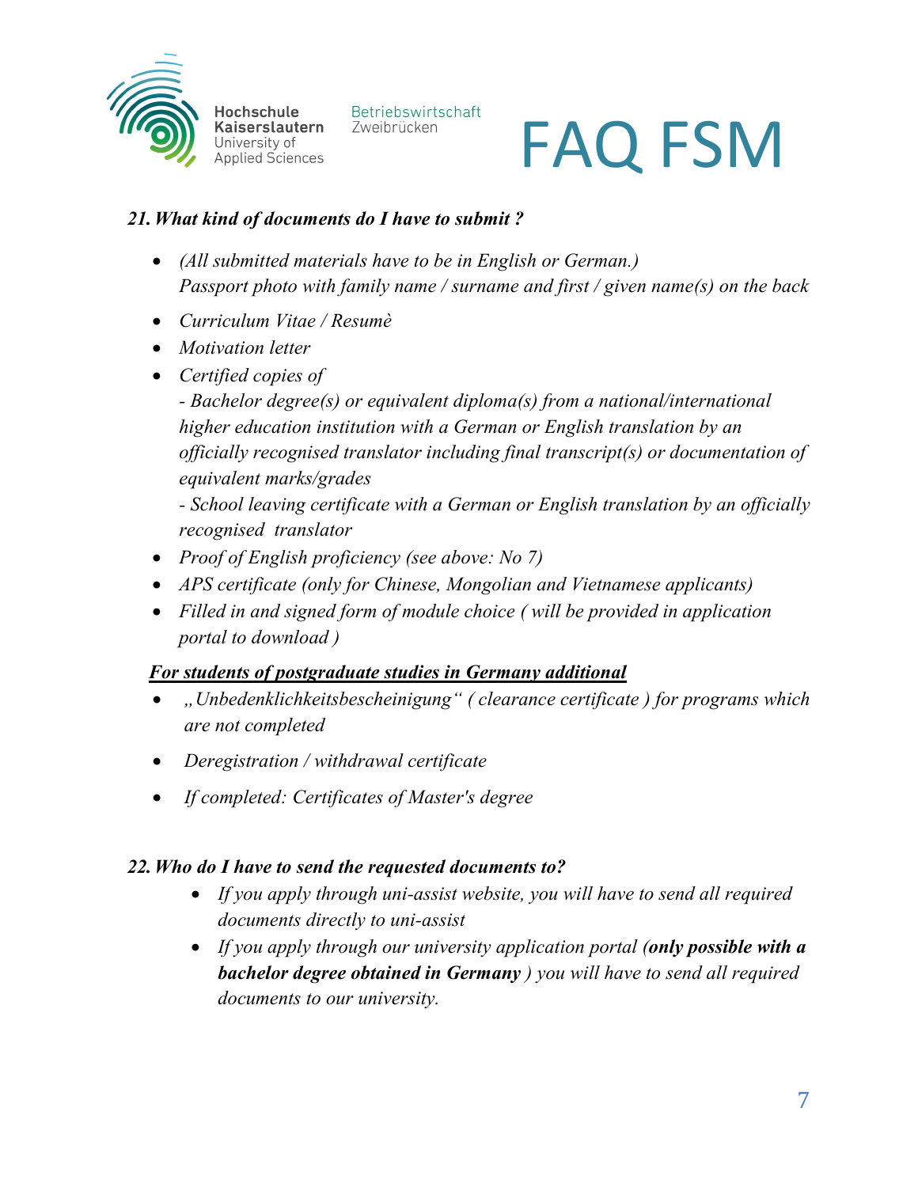## *21. What kind of documents do I have to submit ?*

- *(All submitted materials have to be in English or German.)*
  *Passport photo with family name / surname and first / given name(s) on the back*
- *Curriculum Vitae / Resumè*
- *Motivation letter*
- *Certified copies of*
  *- Bachelor degree(s) or equivalent diploma(s) from a national/international higher education institution with a German or English translation by an officially recognised translator including final transcript(s) or documentation of equivalent marks/grades*
  *- School leaving certificate with a German or English translation by an officially recognised translator*
- *Proof of English proficiency (see above: No 7)*
- *APS certificate (only for Chinese, Mongolian and Vietnamese applicants)*
- *Filled in and signed form of module choice ( will be provided in application portal to download )*

***<u>For students of postgraduate studies in Germany additional</u>***

- *„Unbedenklichkeitsbescheinigung" ( clearance certificate ) for programs which are not completed*
- *Deregistration / withdrawal certificate*
- *If completed: Certificates of Master's degree*

## *22. Who do I have to send the requested documents to?*

- *If you apply through uni-assist website, you will have to send all required documents directly to uni-assist*
- *If you apply through our university application portal (**only possible with a bachelor degree obtained in Germany** ) you will have to send all required documents to our university.*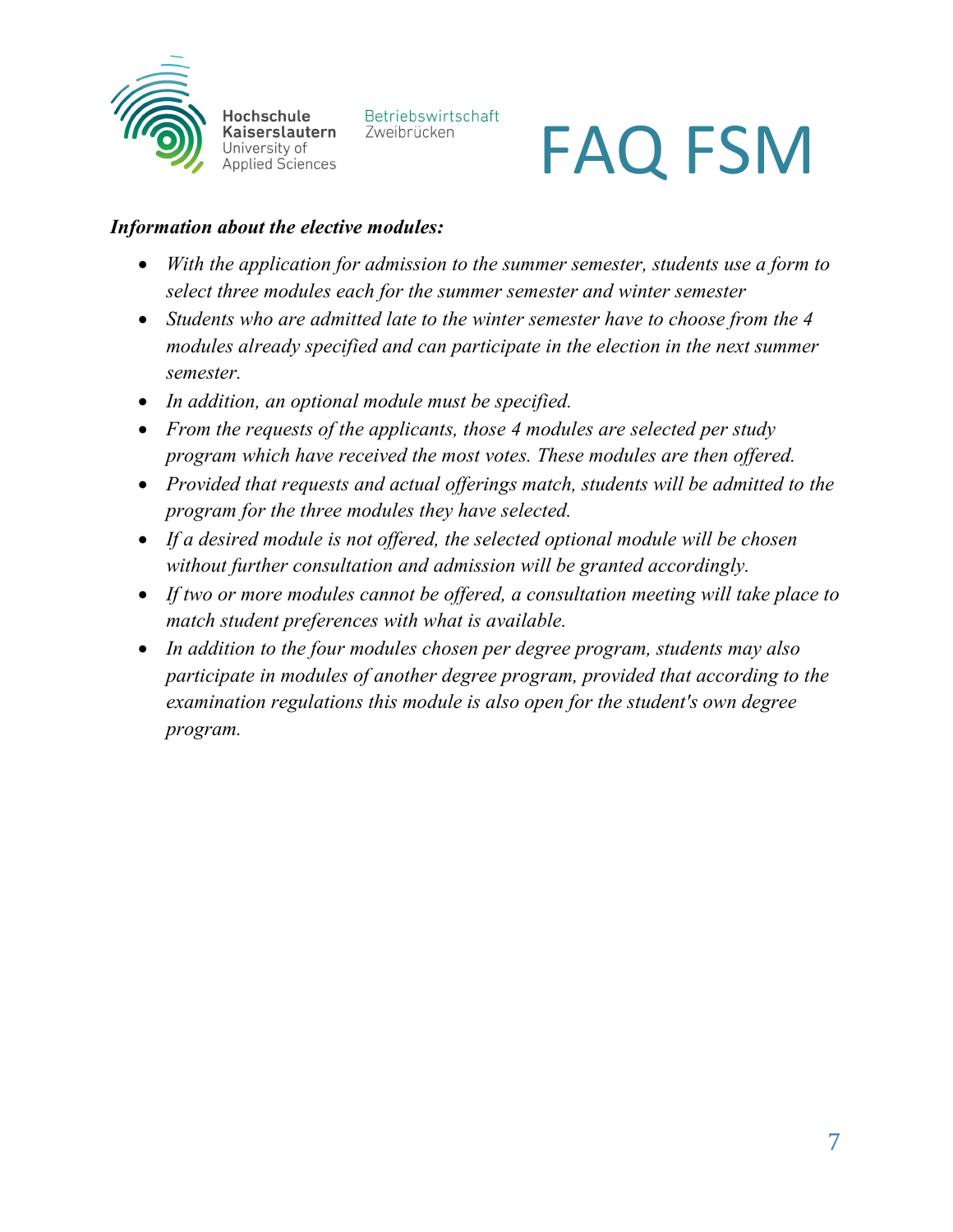***Information about the elective modules:***

- *With the application for admission to the summer semester, students use a form to select three modules each for the summer semester and winter semester*
- *Students who are admitted late to the winter semester have to choose from the 4 modules already specified and can participate in the election in the next summer semester.*
- *In addition, an optional module must be specified.*
- *From the requests of the applicants, those 4 modules are selected per study program which have received the most votes. These modules are then offered.*
- *Provided that requests and actual offerings match, students will be admitted to the program for the three modules they have selected.*
- *If a desired module is not offered, the selected optional module will be chosen without further consultation and admission will be granted accordingly.*
- *If two or more modules cannot be offered, a consultation meeting will take place to match student preferences with what is available.*
- *In addition to the four modules chosen per degree program, students may also participate in modules of another degree program, provided that according to the examination regulations this module is also open for the student's own degree program.*